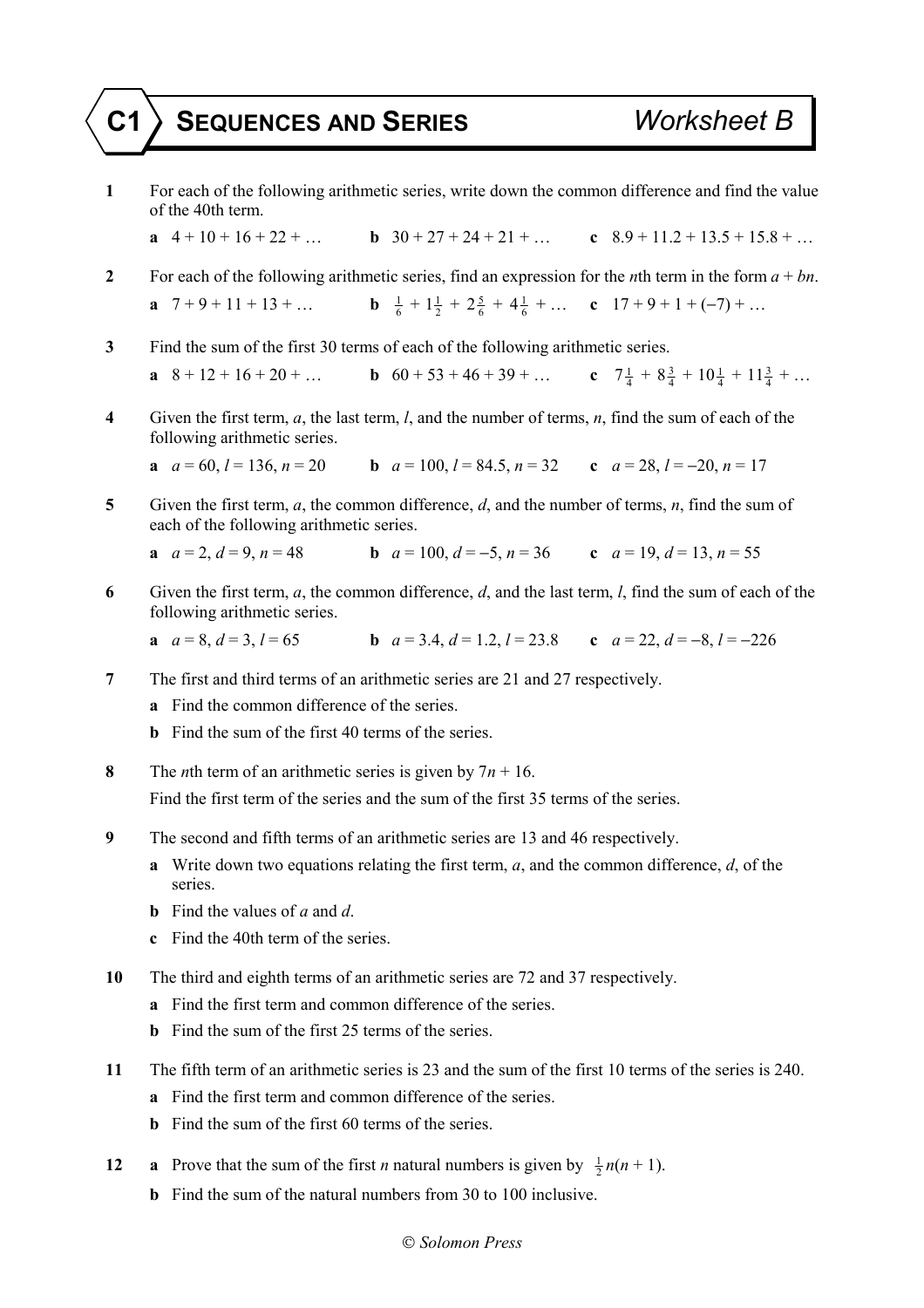# C1 SEQUENCES AND SERIES — Worksheet B

**1** For each of the following arithmetic series, write down the common difference and find the value of the 40th term.

**a** $4 + 10 + 16 + 22 + \ldots$ **b** $30 + 27 + 24 + 21 + \ldots$ **c** $8.9 + 11.2 + 13.5 + 15.8 + \ldots$

**2** For each of the following arithmetic series, find an expression for the *n*th term in the form $a + bn$.

**a** $7 + 9 + 11 + 13 + \ldots$ **b** $\frac{1}{6} + 1\frac{1}{2} + 2\frac{5}{6} + 4\frac{1}{6} + \ldots$ **c** $17 + 9 + 1 + (-7) + \ldots$

**3** Find the sum of the first 30 terms of each of the following arithmetic series.

**a** $8 + 12 + 16 + 20 + \ldots$ **b** $60 + 53 + 46 + 39 + \ldots$ **c** $7\frac{1}{4} + 8\frac{3}{4} + 10\frac{1}{4} + 11\frac{3}{4} + \ldots$

**4** Given the first term, $a$, the last term, $l$, and the number of terms, $n$, find the sum of each of the following arithmetic series.

**a** $a = 60$, $l = 136$, $n = 20$ **b** $a = 100$, $l = 84.5$, $n = 32$ **c** $a = 28$, $l = -20$, $n = 17$

**5** Given the first term, $a$, the common difference, $d$, and the number of terms, $n$, find the sum of each of the following arithmetic series.

**a** $a = 2$, $d = 9$, $n = 48$ **b** $a = 100$, $d = -5$, $n = 36$ **c** $a = 19$, $d = 13$, $n = 55$

**6** Given the first term, $a$, the common difference, $d$, and the last term, $l$, find the sum of each of the following arithmetic series.

**a** $a = 8$, $d = 3$, $l = 65$ **b** $a = 3.4$, $d = 1.2$, $l = 23.8$ **c** $a = 22$, $d = -8$, $l = -226$

**7** The first and third terms of an arithmetic series are 21 and 27 respectively.

**a** Find the common difference of the series.

**b** Find the sum of the first 40 terms of the series.

**8** The *n*th term of an arithmetic series is given by $7n + 16$.

Find the first term of the series and the sum of the first 35 terms of the series.

**9** The second and fifth terms of an arithmetic series are 13 and 46 respectively.

**a** Write down two equations relating the first term, $a$, and the common difference, $d$, of the series.

**b** Find the values of $a$ and $d$.

**c** Find the 40th term of the series.

**10** The third and eighth terms of an arithmetic series are 72 and 37 respectively.

**a** Find the first term and common difference of the series.

**b** Find the sum of the first 25 terms of the series.

**11** The fifth term of an arithmetic series is 23 and the sum of the first 10 terms of the series is 240.

**a** Find the first term and common difference of the series.

**b** Find the sum of the first 60 terms of the series.

**12** **a** Prove that the sum of the first $n$ natural numbers is given by $\frac{1}{2}n(n + 1)$.

**b** Find the sum of the natural numbers from 30 to 100 inclusive.

© Solomon Press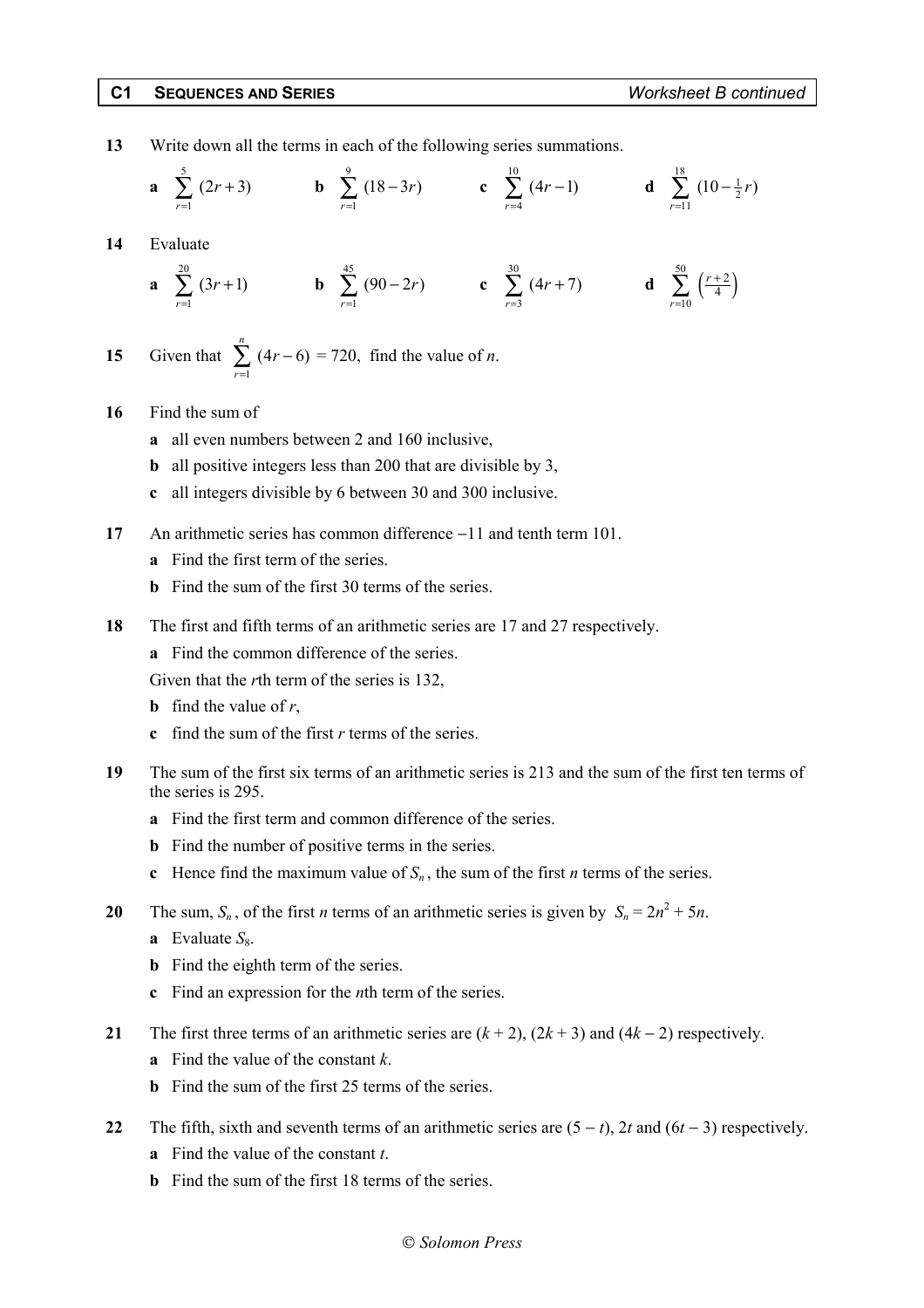**13** Write down all the terms in each of the following series summations.

**a** $\sum_{r=1}^{5} (2r+3)$ **b** $\sum_{r=1}^{9} (18-3r)$ **c** $\sum_{r=4}^{10} (4r-1)$ **d** $\sum_{r=11}^{18} (10-\frac{1}{2}r)$

**14** Evaluate

**a** $\sum_{r=1}^{20} (3r+1)$ **b** $\sum_{r=1}^{45} (90-2r)$ **c** $\sum_{r=3}^{30} (4r+7)$ **d** $\sum_{r=10}^{50} \left(\frac{r+2}{4}\right)$

**15** Given that $\sum_{r=1}^{n} (4r-6) = 720$, find the value of $n$.

**16** Find the sum of

**a** all even numbers between 2 and 160 inclusive,

**b** all positive integers less than 200 that are divisible by 3,

**c** all integers divisible by 6 between 30 and 300 inclusive.

**17** An arithmetic series has common difference $-11$ and tenth term 101.

**a** Find the first term of the series.

**b** Find the sum of the first 30 terms of the series.

**18** The first and fifth terms of an arithmetic series are 17 and 27 respectively.

**a** Find the common difference of the series.

Given that the $r$th term of the series is 132,

**b** find the value of $r$,

**c** find the sum of the first $r$ terms of the series.

**19** The sum of the first six terms of an arithmetic series is 213 and the sum of the first ten terms of the series is 295.

**a** Find the first term and common difference of the series.

**b** Find the number of positive terms in the series.

**c** Hence find the maximum value of $S_n$, the sum of the first $n$ terms of the series.

**20** The sum, $S_n$, of the first $n$ terms of an arithmetic series is given by $S_n = 2n^2 + 5n$.

**a** Evaluate $S_8$.

**b** Find the eighth term of the series.

**c** Find an expression for the $n$th term of the series.

**21** The first three terms of an arithmetic series are $(k + 2)$, $(2k + 3)$ and $(4k - 2)$ respectively.

**a** Find the value of the constant $k$.

**b** Find the sum of the first 25 terms of the series.

**22** The fifth, sixth and seventh terms of an arithmetic series are $(5 - t)$, $2t$ and $(6t - 3)$ respectively.

**a** Find the value of the constant $t$.

**b** Find the sum of the first 18 terms of the series.